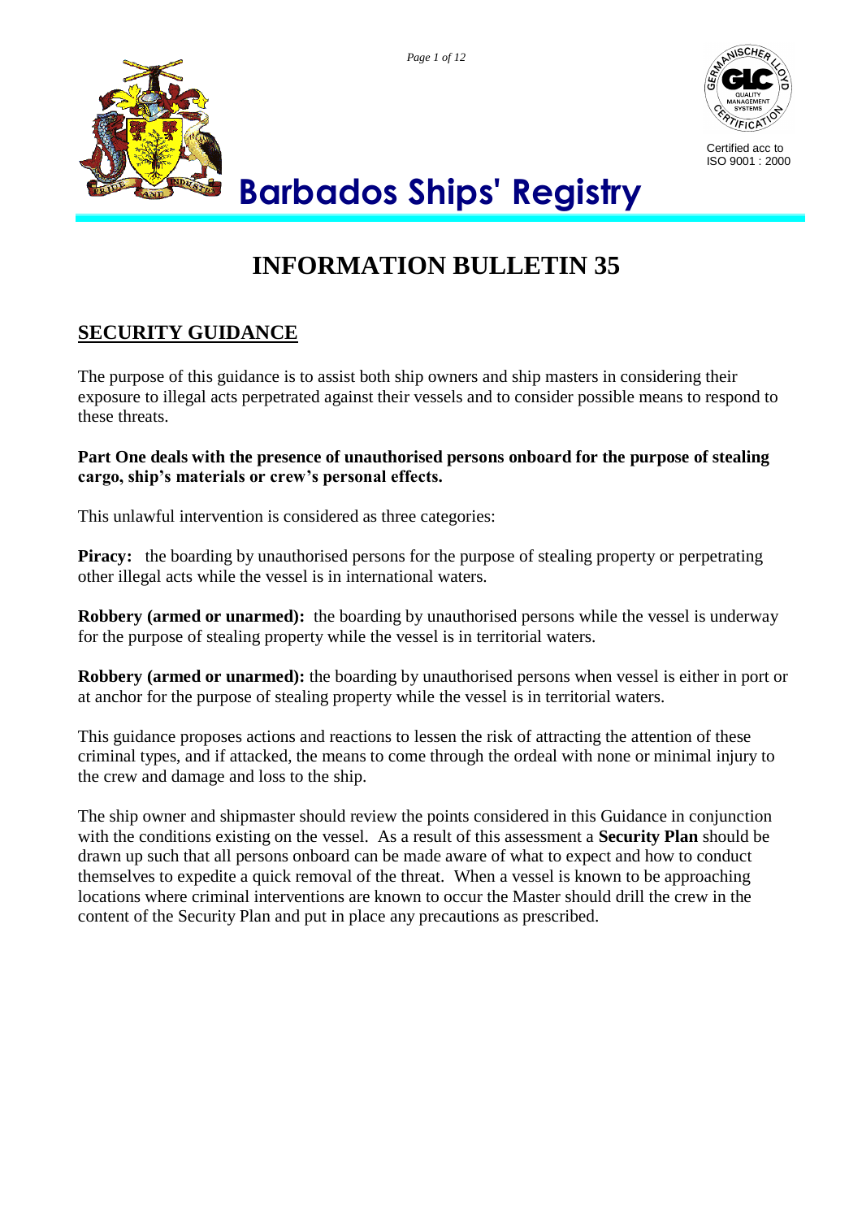# Barbados Ships' Registry

Certified acc to ISO 9001 : 2000

# INFORMATION BULLETIN 35

## SECURITY GUIDANCE

The purpose of this guidance is to assist both ship owners and ship masters in considering their exposure to illegal acts perpetrated against their vessels and to consider possible means to respond to these threats.

**Part One deals with the presence of unauthorised persons onboard for the purpose of stealing cargo, ship's materials or crew's personal effects.**

This unlawful intervention is considered as three categories:

**Piracy:** the boarding by unauthorised persons for the purpose of stealing property or perpetrating other illegal acts while the vessel is in international waters.

**Robbery (armed or unarmed):** the boarding by unauthorised persons while the vessel is underway for the purpose of stealing property while the vessel is in territorial waters.

**Robbery (armed or unarmed):** the boarding by unauthorised persons when vessel is either in port or at anchor for the purpose of stealing property while the vessel is in territorial waters.

This guidance proposes actions and reactions to lessen the risk of attracting the attention of these criminal types, and if attacked, the means to come through the ordeal with none or minimal injury to the crew and damage and loss to the ship.

The ship owner and shipmaster should review the points considered in this Guidance in conjunction with the conditions existing on the vessel. As a result of this assessment a **Security Plan** should be drawn up such that all persons onboard can be made aware of what to expect and how to conduct themselves to expedite a quick removal of the threat. When a vessel is known to be approaching locations where criminal interventions are known to occur the Master should drill the crew in the content of the Security Plan and put in place any precautions as prescribed.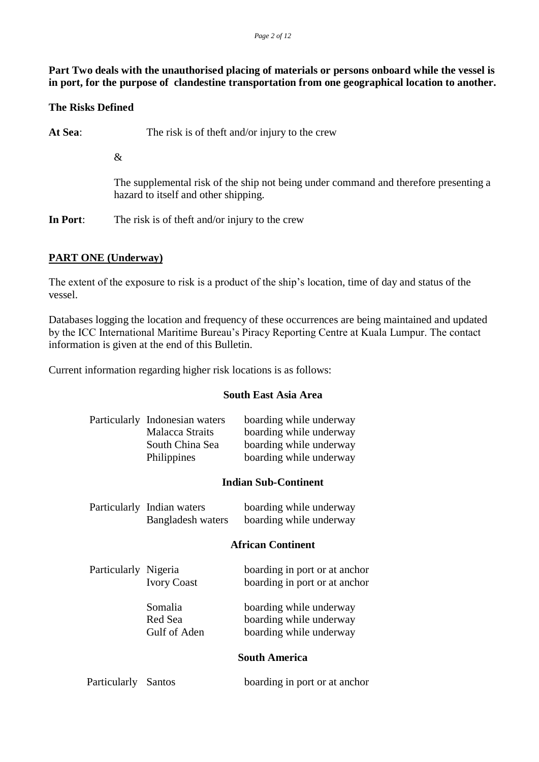**Part Two deals with the unauthorised placing of materials or persons onboard while the vessel is in port, for the purpose of clandestine transportation from one geographical location to another.**

**The Risks Defined**

**At Sea**: The risk is of theft and/or injury to the crew

&

The supplemental risk of the ship not being under command and therefore presenting a hazard to itself and other shipping.

**In Port**: The risk is of theft and/or injury to the crew

## PART ONE (Underway)

The extent of the exposure to risk is a product of the ship's location, time of day and status of the vessel.

Databases logging the location and frequency of these occurrences are being maintained and updated by the ICC International Maritime Bureau's Piracy Reporting Centre at Kuala Lumpur. The contact information is given at the end of this Bulletin.

Current information regarding higher risk locations is as follows:

**South East Asia Area**

| | | |
|---|---|---|
| Particularly | Indonesian waters | boarding while underway |
| | Malacca Straits | boarding while underway |
| | South China Sea | boarding while underway |
| | Philippines | boarding while underway |

**Indian Sub-Continent**

| | | |
|---|---|---|
| Particularly | Indian waters | boarding while underway |
| | Bangladesh waters | boarding while underway |

**African Continent**

| | | |
|---|---|---|
| Particularly | Nigeria | boarding in port or at anchor |
| | Ivory Coast | boarding in port or at anchor |
| | Somalia | boarding while underway |
| | Red Sea | boarding while underway |
| | Gulf of Aden | boarding while underway |

**South America**

| | | |
|---|---|---|
| Particularly | Santos | boarding in port or at anchor |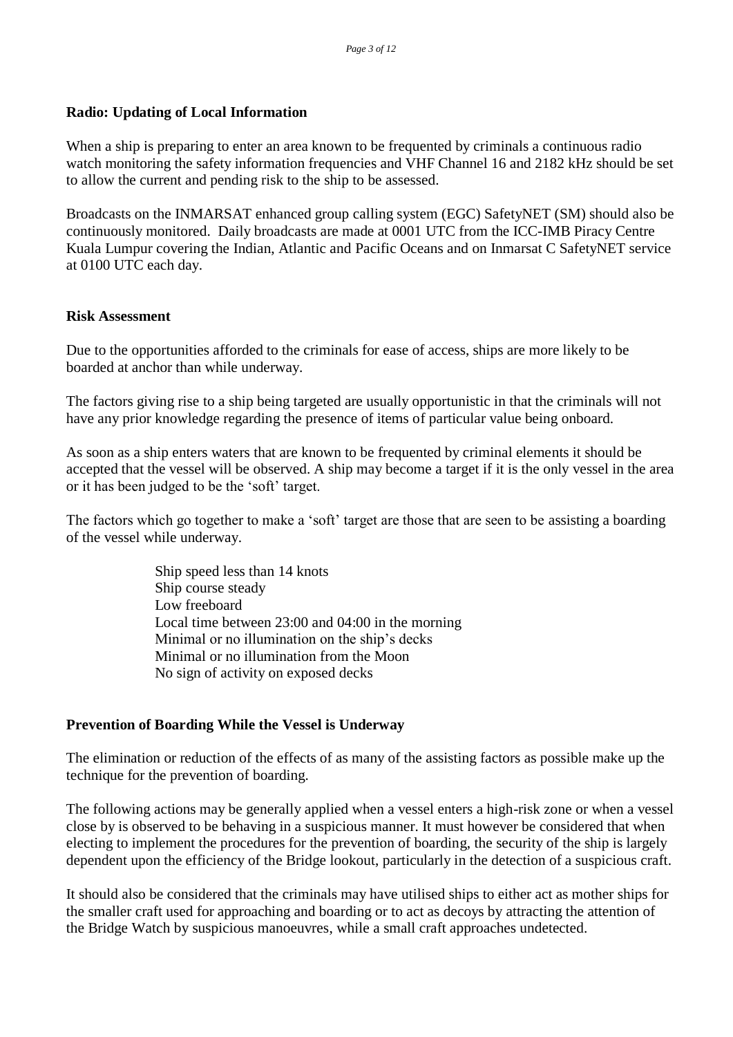**Radio: Updating of Local Information**

When a ship is preparing to enter an area known to be frequented by criminals a continuous radio watch monitoring the safety information frequencies and VHF Channel 16 and 2182 kHz should be set to allow the current and pending risk to the ship to be assessed.

Broadcasts on the INMARSAT enhanced group calling system (EGC) SafetyNET (SM) should also be continuously monitored. Daily broadcasts are made at 0001 UTC from the ICC-IMB Piracy Centre Kuala Lumpur covering the Indian, Atlantic and Pacific Oceans and on Inmarsat C SafetyNET service at 0100 UTC each day.

**Risk Assessment**

Due to the opportunities afforded to the criminals for ease of access, ships are more likely to be boarded at anchor than while underway.

The factors giving rise to a ship being targeted are usually opportunistic in that the criminals will not have any prior knowledge regarding the presence of items of particular value being onboard.

As soon as a ship enters waters that are known to be frequented by criminal elements it should be accepted that the vessel will be observed. A ship may become a target if it is the only vessel in the area or it has been judged to be the 'soft' target.

The factors which go together to make a 'soft' target are those that are seen to be assisting a boarding of the vessel while underway.

- Ship speed less than 14 knots
- Ship course steady
- Low freeboard
- Local time between 23:00 and 04:00 in the morning
- Minimal or no illumination on the ship's decks
- Minimal or no illumination from the Moon
- No sign of activity on exposed decks

**Prevention of Boarding While the Vessel is Underway**

The elimination or reduction of the effects of as many of the assisting factors as possible make up the technique for the prevention of boarding.

The following actions may be generally applied when a vessel enters a high-risk zone or when a vessel close by is observed to be behaving in a suspicious manner. It must however be considered that when electing to implement the procedures for the prevention of boarding, the security of the ship is largely dependent upon the efficiency of the Bridge lookout, particularly in the detection of a suspicious craft.

It should also be considered that the criminals may have utilised ships to either act as mother ships for the smaller craft used for approaching and boarding or to act as decoys by attracting the attention of the Bridge Watch by suspicious manoeuvres, while a small craft approaches undetected.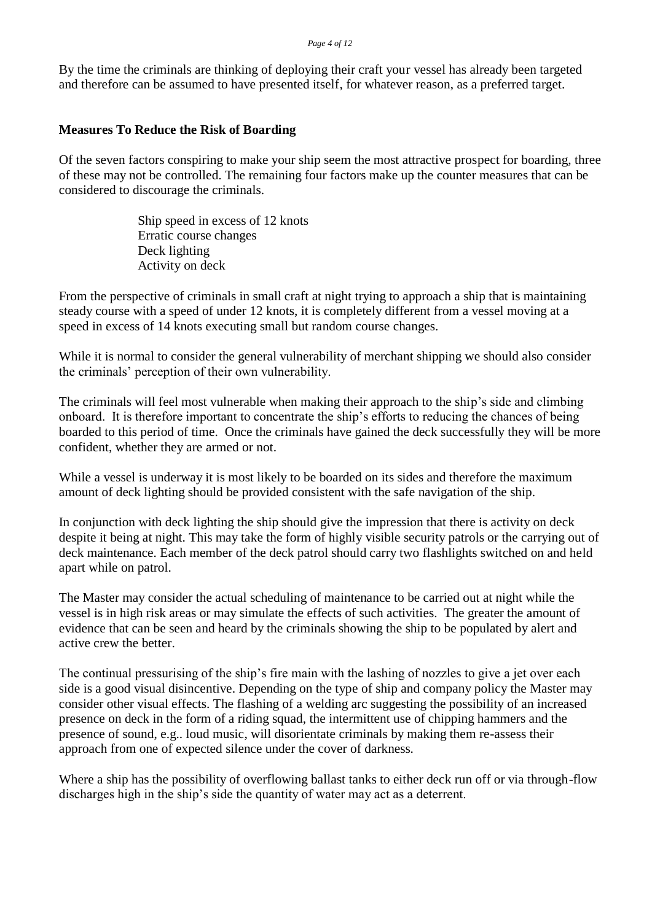By the time the criminals are thinking of deploying their craft your vessel has already been targeted and therefore can be assumed to have presented itself, for whatever reason, as a preferred target.

## Measures To Reduce the Risk of Boarding

Of the seven factors conspiring to make your ship seem the most attractive prospect for boarding, three of these may not be controlled. The remaining four factors make up the counter measures that can be considered to discourage the criminals.

- Ship speed in excess of 12 knots
- Erratic course changes
- Deck lighting
- Activity on deck

From the perspective of criminals in small craft at night trying to approach a ship that is maintaining steady course with a speed of under 12 knots, it is completely different from a vessel moving at a speed in excess of 14 knots executing small but random course changes.

While it is normal to consider the general vulnerability of merchant shipping we should also consider the criminals' perception of their own vulnerability.

The criminals will feel most vulnerable when making their approach to the ship's side and climbing onboard. It is therefore important to concentrate the ship's efforts to reducing the chances of being boarded to this period of time. Once the criminals have gained the deck successfully they will be more confident, whether they are armed or not.

While a vessel is underway it is most likely to be boarded on its sides and therefore the maximum amount of deck lighting should be provided consistent with the safe navigation of the ship.

In conjunction with deck lighting the ship should give the impression that there is activity on deck despite it being at night. This may take the form of highly visible security patrols or the carrying out of deck maintenance. Each member of the deck patrol should carry two flashlights switched on and held apart while on patrol.

The Master may consider the actual scheduling of maintenance to be carried out at night while the vessel is in high risk areas or may simulate the effects of such activities. The greater the amount of evidence that can be seen and heard by the criminals showing the ship to be populated by alert and active crew the better.

The continual pressurising of the ship's fire main with the lashing of nozzles to give a jet over each side is a good visual disincentive. Depending on the type of ship and company policy the Master may consider other visual effects. The flashing of a welding arc suggesting the possibility of an increased presence on deck in the form of a riding squad, the intermittent use of chipping hammers and the presence of sound, e.g.. loud music, will disorientate criminals by making them re-assess their approach from one of expected silence under the cover of darkness.

Where a ship has the possibility of overflowing ballast tanks to either deck run off or via through-flow discharges high in the ship's side the quantity of water may act as a deterrent.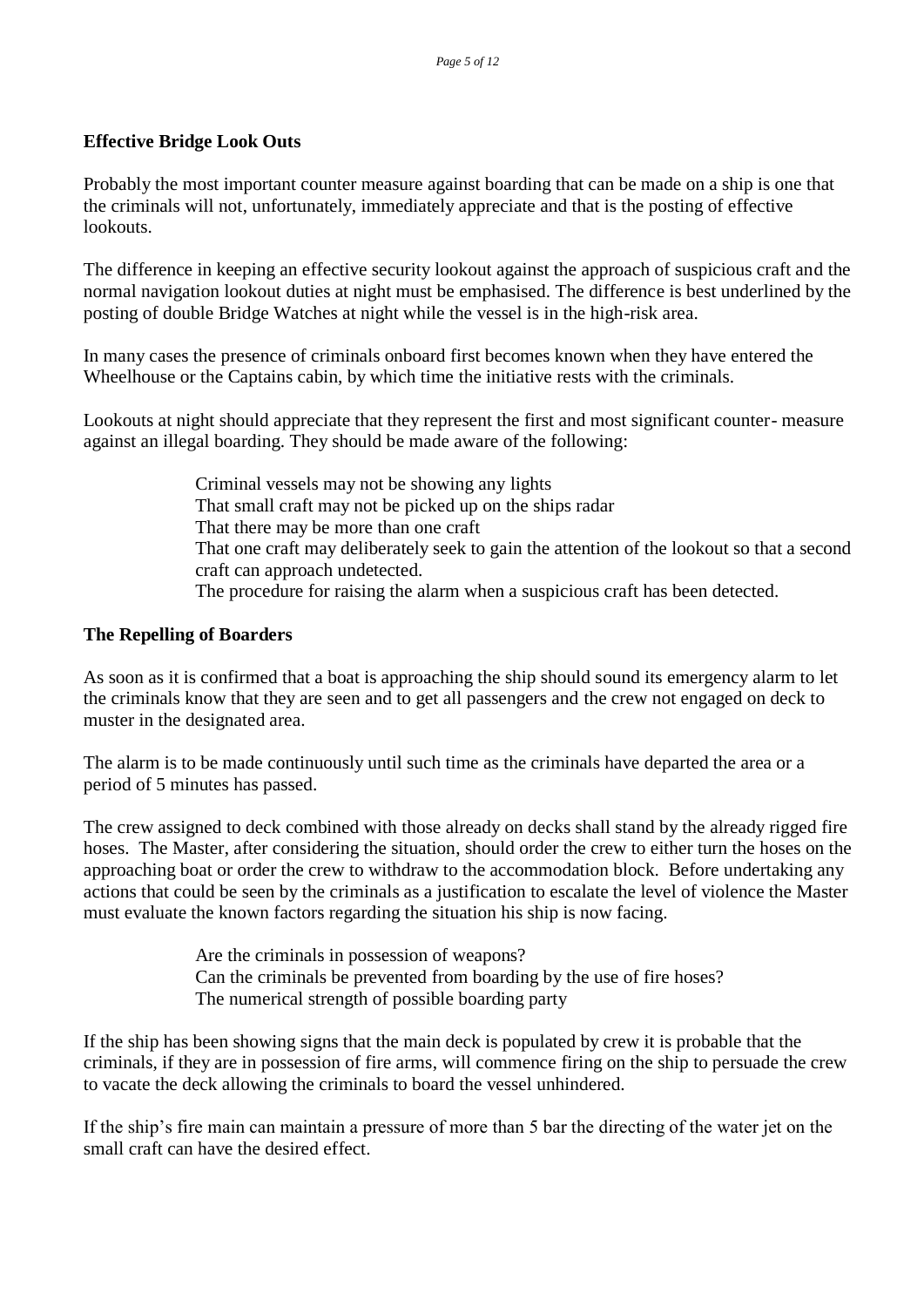**Effective Bridge Look Outs**

Probably the most important counter measure against boarding that can be made on a ship is one that the criminals will not, unfortunately, immediately appreciate and that is the posting of effective lookouts.

The difference in keeping an effective security lookout against the approach of suspicious craft and the normal navigation lookout duties at night must be emphasised. The difference is best underlined by the posting of double Bridge Watches at night while the vessel is in the high-risk area.

In many cases the presence of criminals onboard first becomes known when they have entered the Wheelhouse or the Captains cabin, by which time the initiative rests with the criminals.

Lookouts at night should appreciate that they represent the first and most significant counter- measure against an illegal boarding. They should be made aware of the following:

- Criminal vessels may not be showing any lights
- That small craft may not be picked up on the ships radar
- That there may be more than one craft
- That one craft may deliberately seek to gain the attention of the lookout so that a second craft can approach undetected.
- The procedure for raising the alarm when a suspicious craft has been detected.

**The Repelling of Boarders**

As soon as it is confirmed that a boat is approaching the ship should sound its emergency alarm to let the criminals know that they are seen and to get all passengers and the crew not engaged on deck to muster in the designated area.

The alarm is to be made continuously until such time as the criminals have departed the area or a period of 5 minutes has passed.

The crew assigned to deck combined with those already on decks shall stand by the already rigged fire hoses. The Master, after considering the situation, should order the crew to either turn the hoses on the approaching boat or order the crew to withdraw to the accommodation block. Before undertaking any actions that could be seen by the criminals as a justification to escalate the level of violence the Master must evaluate the known factors regarding the situation his ship is now facing.

- Are the criminals in possession of weapons?
- Can the criminals be prevented from boarding by the use of fire hoses?
- The numerical strength of possible boarding party

If the ship has been showing signs that the main deck is populated by crew it is probable that the criminals, if they are in possession of fire arms, will commence firing on the ship to persuade the crew to vacate the deck allowing the criminals to board the vessel unhindered.

If the ship's fire main can maintain a pressure of more than 5 bar the directing of the water jet on the small craft can have the desired effect.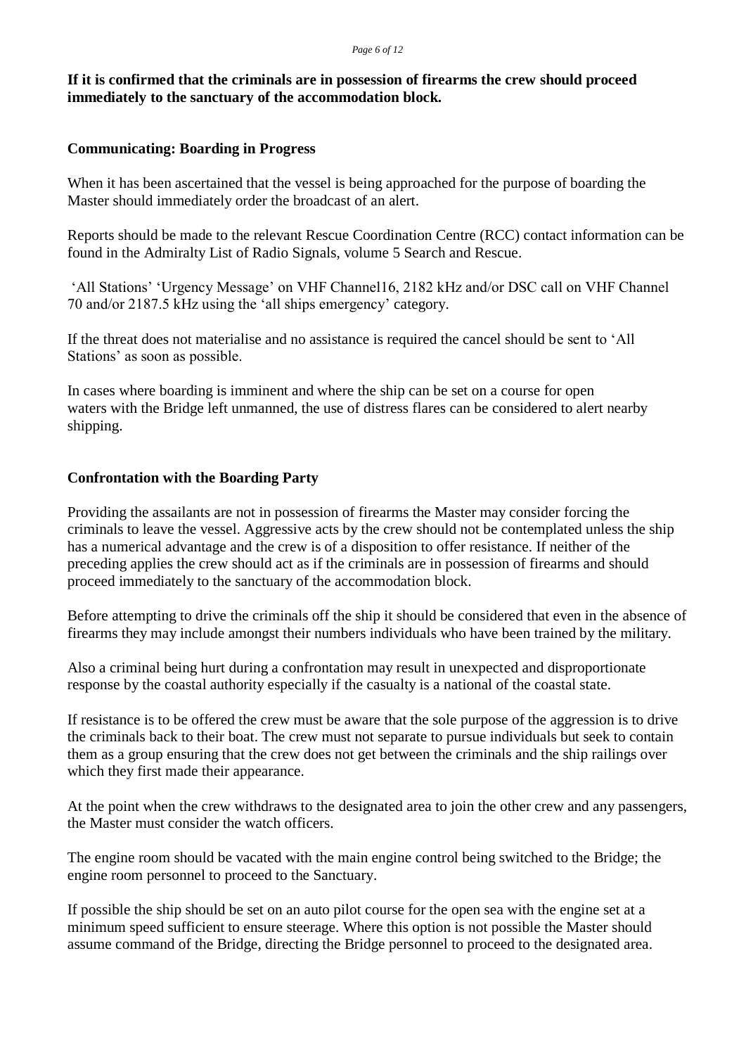**If it is confirmed that the criminals are in possession of firearms the crew should proceed immediately to the sanctuary of the accommodation block.**

### Communicating: Boarding in Progress

When it has been ascertained that the vessel is being approached for the purpose of boarding the Master should immediately order the broadcast of an alert.

Reports should be made to the relevant Rescue Coordination Centre (RCC) contact information can be found in the Admiralty List of Radio Signals, volume 5 Search and Rescue.

'All Stations' 'Urgency Message' on VHF Channel16, 2182 kHz and/or DSC call on VHF Channel 70 and/or 2187.5 kHz using the 'all ships emergency' category.

If the threat does not materialise and no assistance is required the cancel should be sent to 'All Stations' as soon as possible.

In cases where boarding is imminent and where the ship can be set on a course for open waters with the Bridge left unmanned, the use of distress flares can be considered to alert nearby shipping.

### Confrontation with the Boarding Party

Providing the assailants are not in possession of firearms the Master may consider forcing the criminals to leave the vessel. Aggressive acts by the crew should not be contemplated unless the ship has a numerical advantage and the crew is of a disposition to offer resistance. If neither of the preceding applies the crew should act as if the criminals are in possession of firearms and should proceed immediately to the sanctuary of the accommodation block.

Before attempting to drive the criminals off the ship it should be considered that even in the absence of firearms they may include amongst their numbers individuals who have been trained by the military.

Also a criminal being hurt during a confrontation may result in unexpected and disproportionate response by the coastal authority especially if the casualty is a national of the coastal state.

If resistance is to be offered the crew must be aware that the sole purpose of the aggression is to drive the criminals back to their boat. The crew must not separate to pursue individuals but seek to contain them as a group ensuring that the crew does not get between the criminals and the ship railings over which they first made their appearance.

At the point when the crew withdraws to the designated area to join the other crew and any passengers, the Master must consider the watch officers.

The engine room should be vacated with the main engine control being switched to the Bridge; the engine room personnel to proceed to the Sanctuary.

If possible the ship should be set on an auto pilot course for the open sea with the engine set at a minimum speed sufficient to ensure steerage. Where this option is not possible the Master should assume command of the Bridge, directing the Bridge personnel to proceed to the designated area.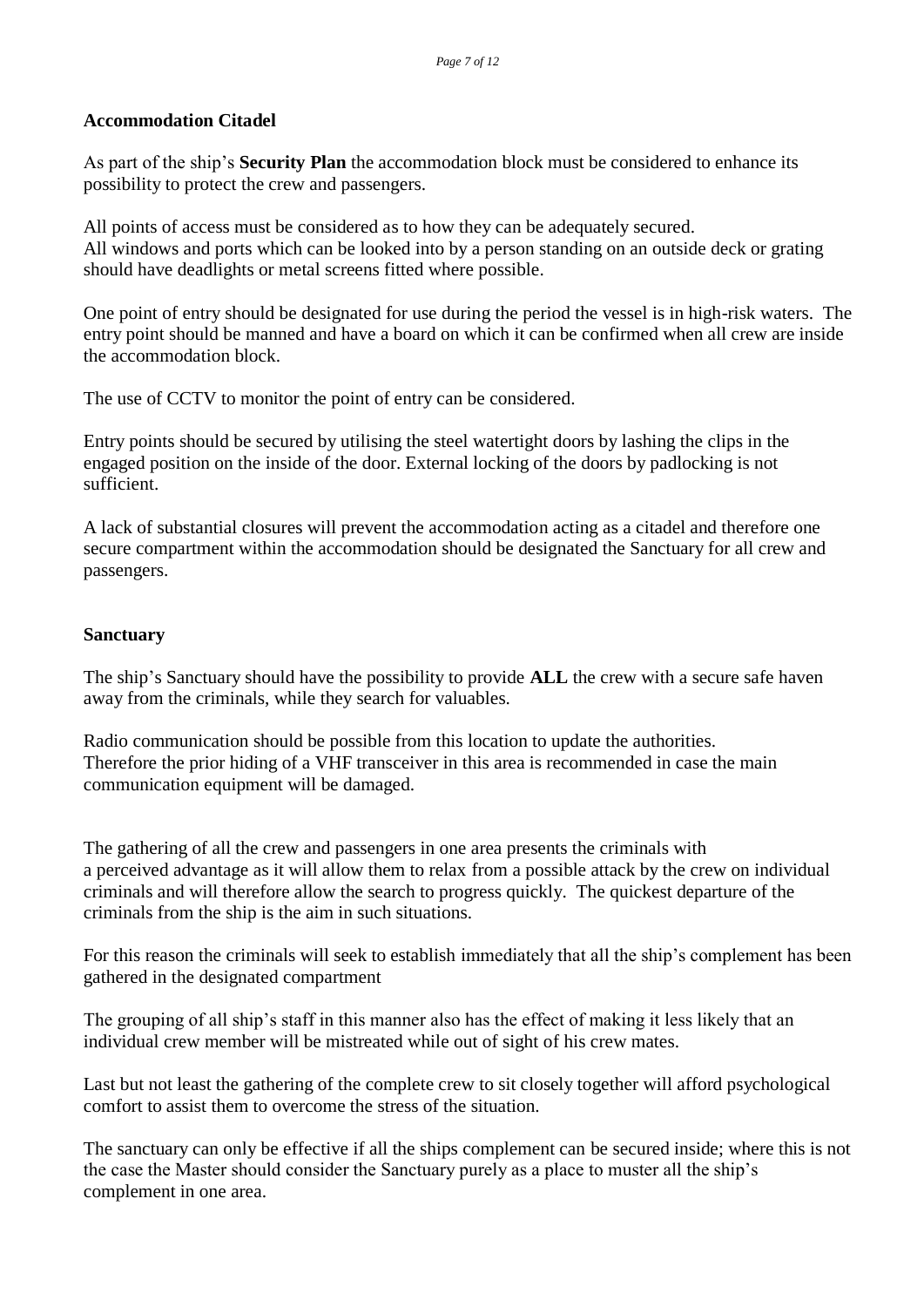**Accommodation Citadel**

As part of the ship's **Security Plan** the accommodation block must be considered to enhance its possibility to protect the crew and passengers.

All points of access must be considered as to how they can be adequately secured.
All windows and ports which can be looked into by a person standing on an outside deck or grating should have deadlights or metal screens fitted where possible.

One point of entry should be designated for use during the period the vessel is in high-risk waters. The entry point should be manned and have a board on which it can be confirmed when all crew are inside the accommodation block.

The use of CCTV to monitor the point of entry can be considered.

Entry points should be secured by utilising the steel watertight doors by lashing the clips in the engaged position on the inside of the door. External locking of the doors by padlocking is not sufficient.

A lack of substantial closures will prevent the accommodation acting as a citadel and therefore one secure compartment within the accommodation should be designated the Sanctuary for all crew and passengers.

**Sanctuary**

The ship's Sanctuary should have the possibility to provide **ALL** the crew with a secure safe haven away from the criminals, while they search for valuables.

Radio communication should be possible from this location to update the authorities.
Therefore the prior hiding of a VHF transceiver in this area is recommended in case the main communication equipment will be damaged.

The gathering of all the crew and passengers in one area presents the criminals with a perceived advantage as it will allow them to relax from a possible attack by the crew on individual criminals and will therefore allow the search to progress quickly. The quickest departure of the criminals from the ship is the aim in such situations.

For this reason the criminals will seek to establish immediately that all the ship's complement has been gathered in the designated compartment

The grouping of all ship's staff in this manner also has the effect of making it less likely that an individual crew member will be mistreated while out of sight of his crew mates.

Last but not least the gathering of the complete crew to sit closely together will afford psychological comfort to assist them to overcome the stress of the situation.

The sanctuary can only be effective if all the ships complement can be secured inside; where this is not the case the Master should consider the Sanctuary purely as a place to muster all the ship's complement in one area.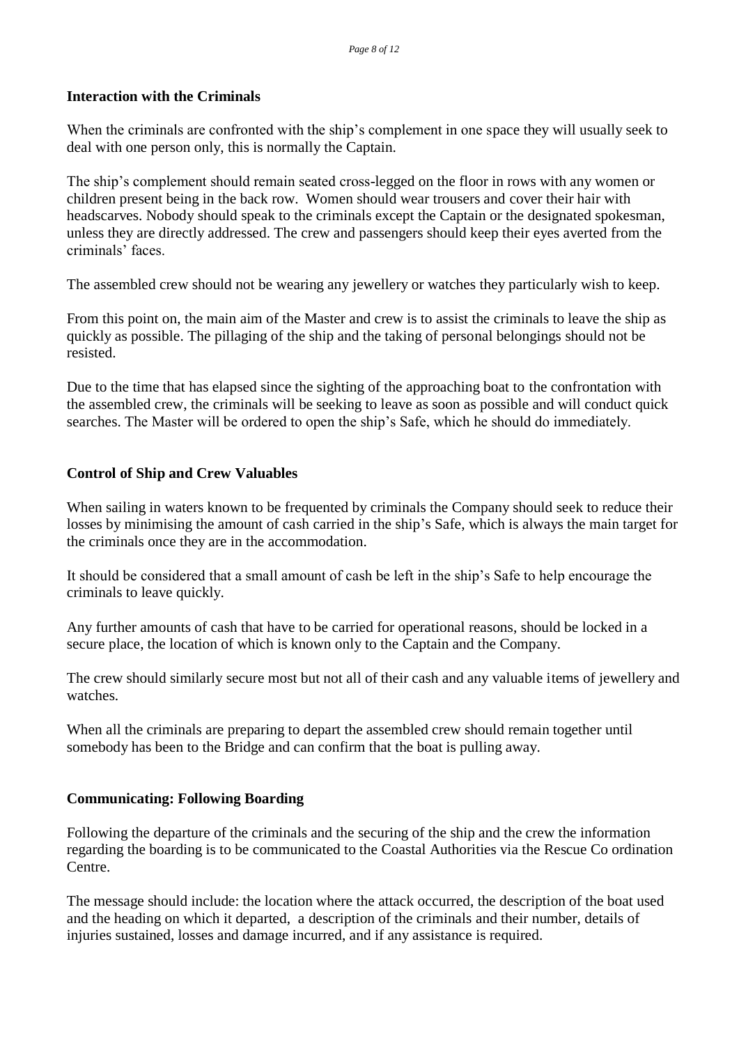## Interaction with the Criminals

When the criminals are confronted with the ship's complement in one space they will usually seek to deal with one person only, this is normally the Captain.

The ship's complement should remain seated cross-legged on the floor in rows with any women or children present being in the back row. Women should wear trousers and cover their hair with headscarves. Nobody should speak to the criminals except the Captain or the designated spokesman, unless they are directly addressed. The crew and passengers should keep their eyes averted from the criminals' faces.

The assembled crew should not be wearing any jewellery or watches they particularly wish to keep.

From this point on, the main aim of the Master and crew is to assist the criminals to leave the ship as quickly as possible. The pillaging of the ship and the taking of personal belongings should not be resisted.

Due to the time that has elapsed since the sighting of the approaching boat to the confrontation with the assembled crew, the criminals will be seeking to leave as soon as possible and will conduct quick searches. The Master will be ordered to open the ship's Safe, which he should do immediately.

## Control of Ship and Crew Valuables

When sailing in waters known to be frequented by criminals the Company should seek to reduce their losses by minimising the amount of cash carried in the ship's Safe, which is always the main target for the criminals once they are in the accommodation.

It should be considered that a small amount of cash be left in the ship's Safe to help encourage the criminals to leave quickly.

Any further amounts of cash that have to be carried for operational reasons, should be locked in a secure place, the location of which is known only to the Captain and the Company.

The crew should similarly secure most but not all of their cash and any valuable items of jewellery and watches.

When all the criminals are preparing to depart the assembled crew should remain together until somebody has been to the Bridge and can confirm that the boat is pulling away.

## Communicating: Following Boarding

Following the departure of the criminals and the securing of the ship and the crew the information regarding the boarding is to be communicated to the Coastal Authorities via the Rescue Co ordination Centre.

The message should include: the location where the attack occurred, the description of the boat used and the heading on which it departed, a description of the criminals and their number, details of injuries sustained, losses and damage incurred, and if any assistance is required.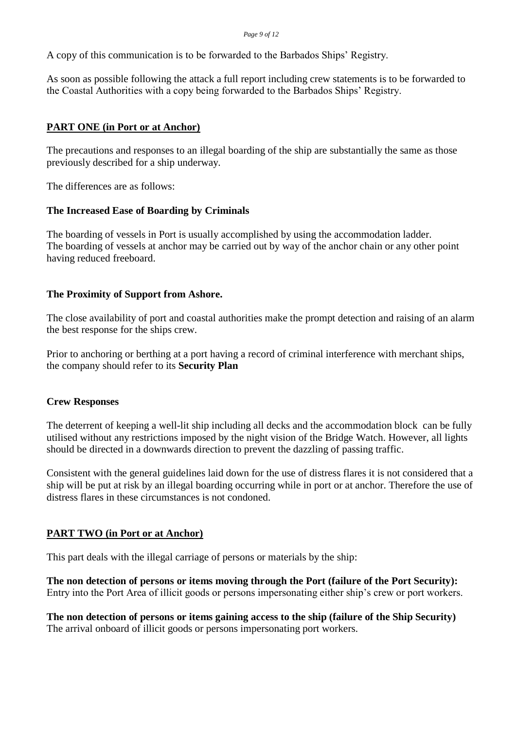A copy of this communication is to be forwarded to the Barbados Ships' Registry.

As soon as possible following the attack a full report including crew statements is to be forwarded to the Coastal Authorities with a copy being forwarded to the Barbados Ships' Registry.

## PART ONE (in Port or at Anchor)

The precautions and responses to an illegal boarding of the ship are substantially the same as those previously described for a ship underway.

The differences are as follows:

### The Increased Ease of Boarding by Criminals

The boarding of vessels in Port is usually accomplished by using the accommodation ladder.
The boarding of vessels at anchor may be carried out by way of the anchor chain or any other point having reduced freeboard.

### The Proximity of Support from Ashore.

The close availability of port and coastal authorities make the prompt detection and raising of an alarm the best response for the ships crew.

Prior to anchoring or berthing at a port having a record of criminal interference with merchant ships, the company should refer to its **Security Plan**

### Crew Responses

The deterrent of keeping a well-lit ship including all decks and the accommodation block can be fully utilised without any restrictions imposed by the night vision of the Bridge Watch. However, all lights should be directed in a downwards direction to prevent the dazzling of passing traffic.

Consistent with the general guidelines laid down for the use of distress flares it is not considered that a ship will be put at risk by an illegal boarding occurring while in port or at anchor. Therefore the use of distress flares in these circumstances is not condoned.

## PART TWO (in Port or at Anchor)

This part deals with the illegal carriage of persons or materials by the ship:

**The non detection of persons or items moving through the Port (failure of the Port Security):**
Entry into the Port Area of illicit goods or persons impersonating either ship's crew or port workers.

**The non detection of persons or items gaining access to the ship (failure of the Ship Security)**
The arrival onboard of illicit goods or persons impersonating port workers.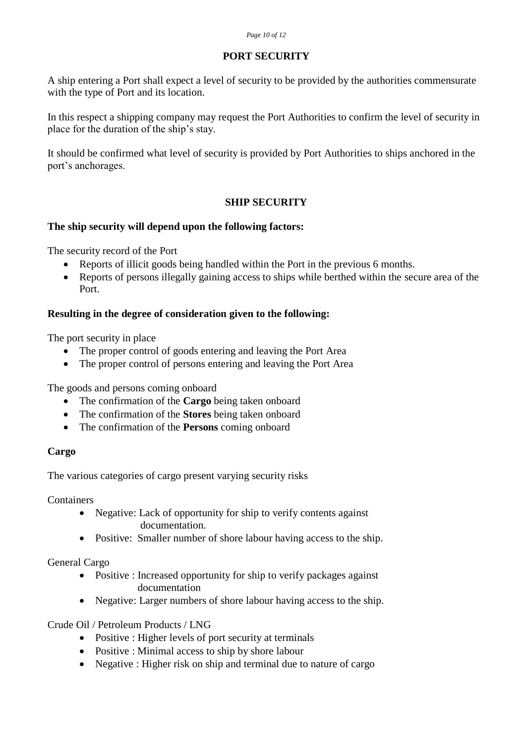## PORT SECURITY

A ship entering a Port shall expect a level of security to be provided by the authorities commensurate with the type of Port and its location.

In this respect a shipping company may request the Port Authorities to confirm the level of security in place for the duration of the ship's stay.

It should be confirmed what level of security is provided by Port Authorities to ships anchored in the port's anchorages.

## SHIP SECURITY

**The ship security will depend upon the following factors:**

The security record of the Port

- Reports of illicit goods being handled within the Port in the previous 6 months.
- Reports of persons illegally gaining access to ships while berthed within the secure area of the Port.

**Resulting in the degree of consideration given to the following:**

The port security in place

- The proper control of goods entering and leaving the Port Area
- The proper control of persons entering and leaving the Port Area

The goods and persons coming onboard

- The confirmation of the **Cargo** being taken onboard
- The confirmation of the **Stores** being taken onboard
- The confirmation of the **Persons** coming onboard

**Cargo**

The various categories of cargo present varying security risks

Containers

- Negative: Lack of opportunity for ship to verify contents against documentation.
- Positive: Smaller number of shore labour having access to the ship.

General Cargo

- Positive : Increased opportunity for ship to verify packages against documentation
- Negative: Larger numbers of shore labour having access to the ship.

Crude Oil / Petroleum Products / LNG

- Positive : Higher levels of port security at terminals
- Positive : Minimal access to ship by shore labour
- Negative : Higher risk on ship and terminal due to nature of cargo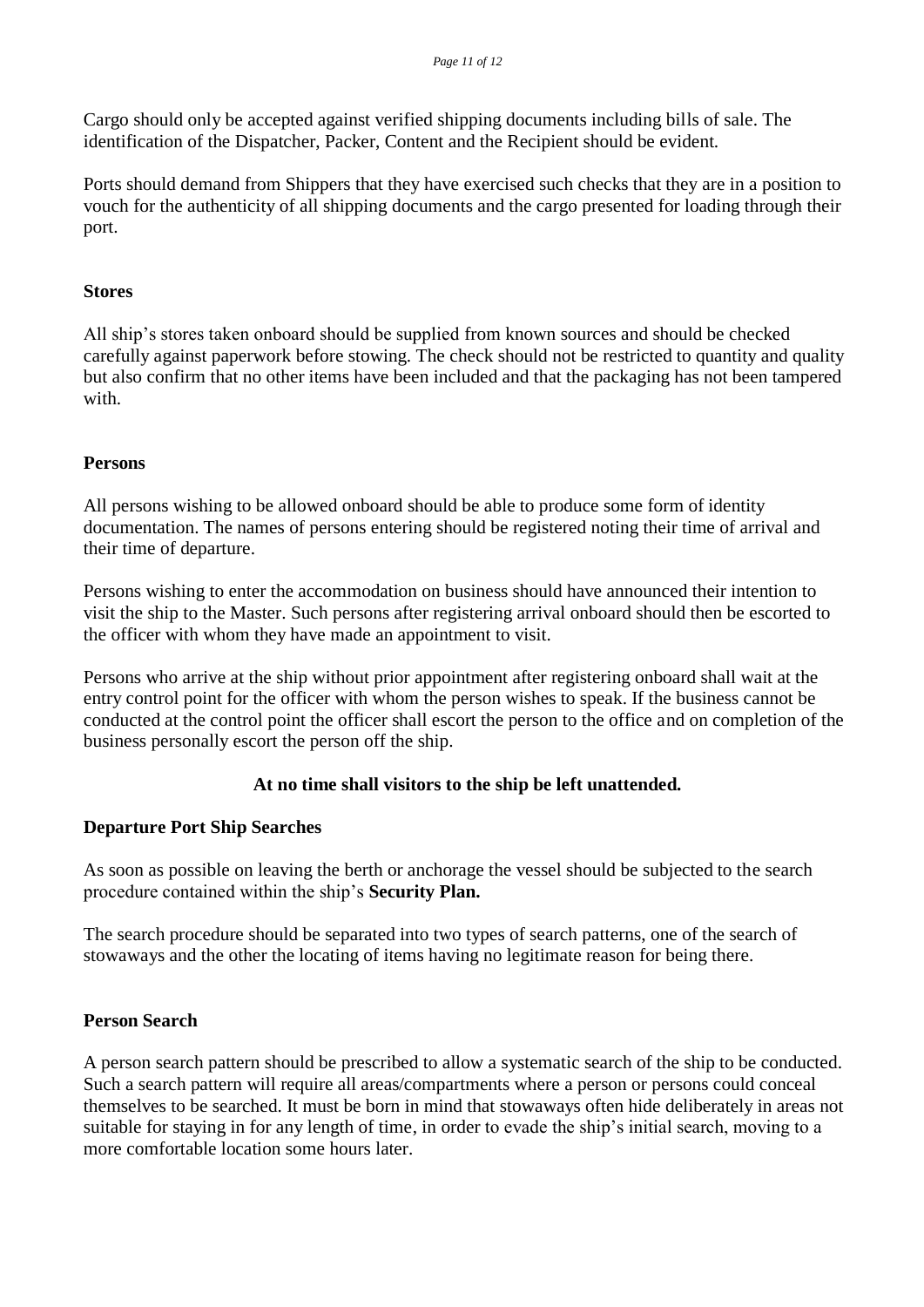Cargo should only be accepted against verified shipping documents including bills of sale. The identification of the Dispatcher, Packer, Content and the Recipient should be evident.

Ports should demand from Shippers that they have exercised such checks that they are in a position to vouch for the authenticity of all shipping documents and the cargo presented for loading through their port.

**Stores**

All ship's stores taken onboard should be supplied from known sources and should be checked carefully against paperwork before stowing. The check should not be restricted to quantity and quality but also confirm that no other items have been included and that the packaging has not been tampered with.

**Persons**

All persons wishing to be allowed onboard should be able to produce some form of identity documentation. The names of persons entering should be registered noting their time of arrival and their time of departure.

Persons wishing to enter the accommodation on business should have announced their intention to visit the ship to the Master. Such persons after registering arrival onboard should then be escorted to the officer with whom they have made an appointment to visit.

Persons who arrive at the ship without prior appointment after registering onboard shall wait at the entry control point for the officer with whom the person wishes to speak. If the business cannot be conducted at the control point the officer shall escort the person to the office and on completion of the business personally escort the person off the ship.

**At no time shall visitors to the ship be left unattended.**

**Departure Port Ship Searches**

As soon as possible on leaving the berth or anchorage the vessel should be subjected to the search procedure contained within the ship's **Security Plan.**

The search procedure should be separated into two types of search patterns, one of the search of stowaways and the other the locating of items having no legitimate reason for being there.

**Person Search**

A person search pattern should be prescribed to allow a systematic search of the ship to be conducted. Such a search pattern will require all areas/compartments where a person or persons could conceal themselves to be searched. It must be born in mind that stowaways often hide deliberately in areas not suitable for staying in for any length of time, in order to evade the ship's initial search, moving to a more comfortable location some hours later.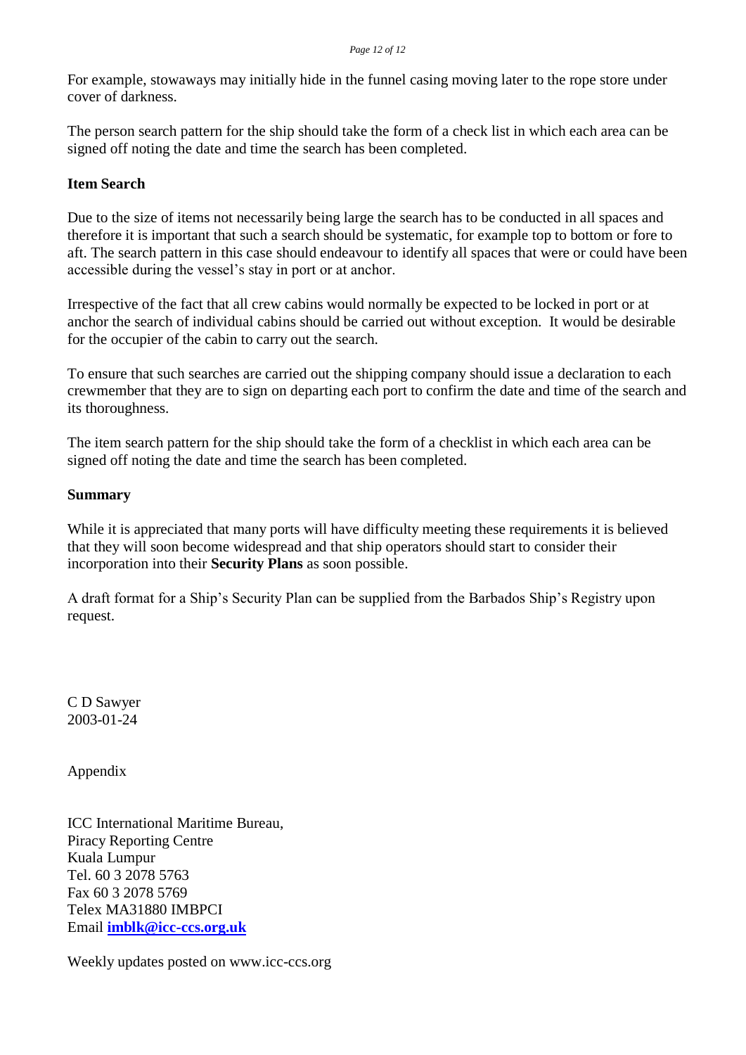For example, stowaways may initially hide in the funnel casing moving later to the rope store under cover of darkness.

The person search pattern for the ship should take the form of a check list in which each area can be signed off noting the date and time the search has been completed.

**Item Search**

Due to the size of items not necessarily being large the search has to be conducted in all spaces and therefore it is important that such a search should be systematic, for example top to bottom or fore to aft. The search pattern in this case should endeavour to identify all spaces that were or could have been accessible during the vessel's stay in port or at anchor.

Irrespective of the fact that all crew cabins would normally be expected to be locked in port or at anchor the search of individual cabins should be carried out without exception. It would be desirable for the occupier of the cabin to carry out the search.

To ensure that such searches are carried out the shipping company should issue a declaration to each crewmember that they are to sign on departing each port to confirm the date and time of the search and its thoroughness.

The item search pattern for the ship should take the form of a checklist in which each area can be signed off noting the date and time the search has been completed.

**Summary**

While it is appreciated that many ports will have difficulty meeting these requirements it is believed that they will soon become widespread and that ship operators should start to consider their incorporation into their **Security Plans** as soon possible.

A draft format for a Ship's Security Plan can be supplied from the Barbados Ship's Registry upon request.

C D Sawyer
2003-01-24

Appendix

ICC International Maritime Bureau,
Piracy Reporting Centre
Kuala Lumpur
Tel. 60 3 2078 5763
Fax 60 3 2078 5769
Telex MA31880 IMBPCI
Email **imblk@icc-ccs.org.uk**

Weekly updates posted on www.icc-ccs.org